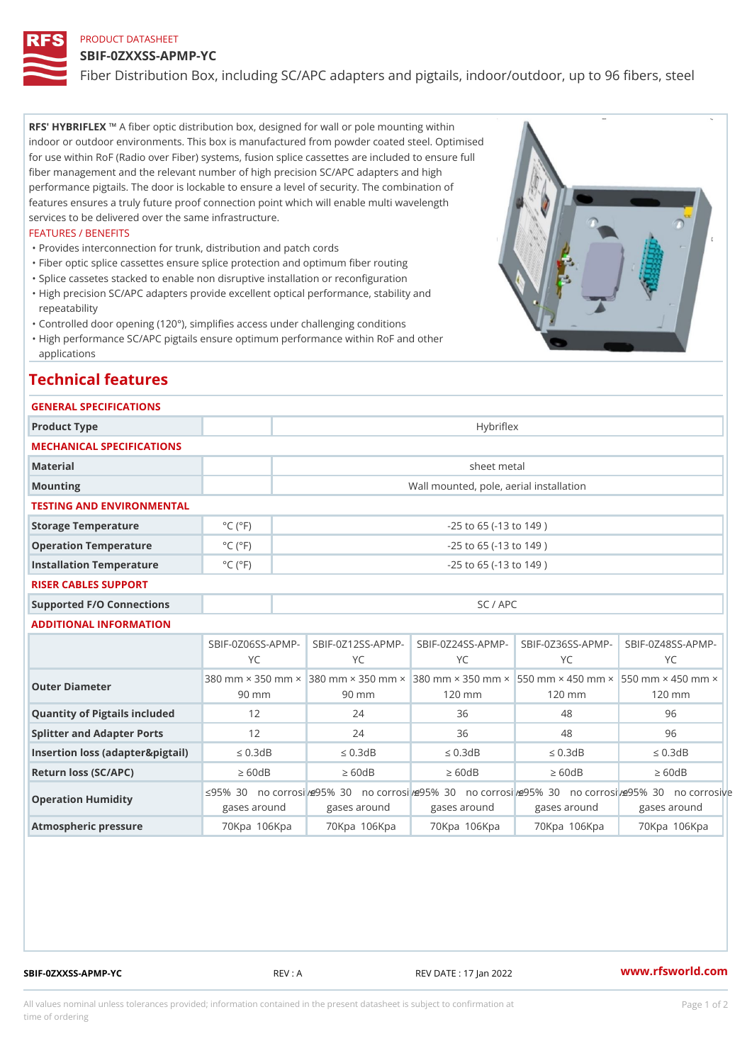PRODUCT DATASHEET

# SBIF-0ZXXSS-APMP-YC

Fiber Distribution Box, including SC/APC adapters and pigtails, indoor/outdoor, up to 96 fibers, steel

**RFS' HYBRIFLEX ™** A fiber optic distribution box, designed for wall or pole mounting within indoor or outdoor environments. This box is manufactured from powder coated steel. Optimised for use within RoF (Radio over Fiber) systems, fusion splice cassettes are included to ensure full fiber management and the relevant number of high precision SC/APC adapters and high performance pigtails. The door is lockable to ensure a level of security. The combination of features ensures a truly future proof connection point which will enable multi wavelength services to be delivered over the same infrastructure.

FEATURES / BENEFITS

- Provides interconnection for trunk, distribution and patch cords
- Fiber optic splice cassettes ensure splice protection and optimum fiber routing
- Splice cassetes stacked to enable non disruptive installation or reconfiguration
- High precision SC/APC adapters provide excellent optical performance, stability and repeatability
- Controlled door opening (120°), simplifies access under challenging conditions
- High performance SC/APC pigtails ensure optimum performance within RoF and other applications

## Technical features

### GENERAL SPECIFICATIONS

| | | |
|---|---|---|
| Product Type | | Hybriflex |

### MECHANICAL SPECIFICATIONS

| | | |
|---|---|---|
| Material | | sheet metal |
| Mounting | | Wall mounted, pole, aerial installation |

### TESTING AND ENVIRONMENTAL

| | | |
|---|---|---|
| Storage Temperature | °C (°F) | -25 to 65 (-13 to 149 ) |
| Operation Temperature | °C (°F) | -25 to 65 (-13 to 149 ) |
| Installation Temperature | °C (°F) | -25 to 65 (-13 to 149 ) |

### RISER CABLES SUPPORT

| | | |
|---|---|---|
| Supported F/O Connections | | SC / APC |

### ADDITIONAL INFORMATION

| | SBIF-0Z06SS-APMP-YC | SBIF-0Z12SS-APMP-YC | SBIF-0Z24SS-APMP-YC | SBIF-0Z36SS-APMP-YC | SBIF-0Z48SS-APMP-YC |
|---|---|---|---|---|---|
| Outer Diameter | 380 mm × 350 mm × 90 mm | 380 mm × 350 mm × 90 mm | 380 mm × 350 mm × 120 mm | 550 mm × 450 mm × 120 mm | 550 mm × 450 mm × 120 mm |
| Quantity of Pigtails included | 12 | 24 | 36 | 48 | 96 |
| Splitter and Adapter Ports | 12 | 24 | 36 | 48 | 96 |
| Insertion loss (adapter&pigtail) | ≤ 0.3dB | ≤ 0.3dB | ≤ 0.3dB | ≤ 0.3dB | ≤ 0.3dB |
| Return loss (SC/APC) | ≥ 60dB | ≥ 60dB | ≥ 60dB | ≥ 60dB | ≥ 60dB |
| Operation Humidity | ≤95% 30 no corrosive gases around | ≤95% 30 no corrosive gases around | ≤95% 30 no corrosive gases around | ≤95% 30 no corrosive gases around | ≤95% 30 no corrosive gases around |
| Atmospheric pressure | 70Kpa 106Kpa | 70Kpa 106Kpa | 70Kpa 106Kpa | 70Kpa 106Kpa | 70Kpa 106Kpa |

SBIF-0ZXXSS-APMP-YC REV : A REV DATE : 17 Jan 2022 www.rfsworld.com

All values nominal unless tolerances provided; information contained in the present datasheet is subject to confirmation at time of ordering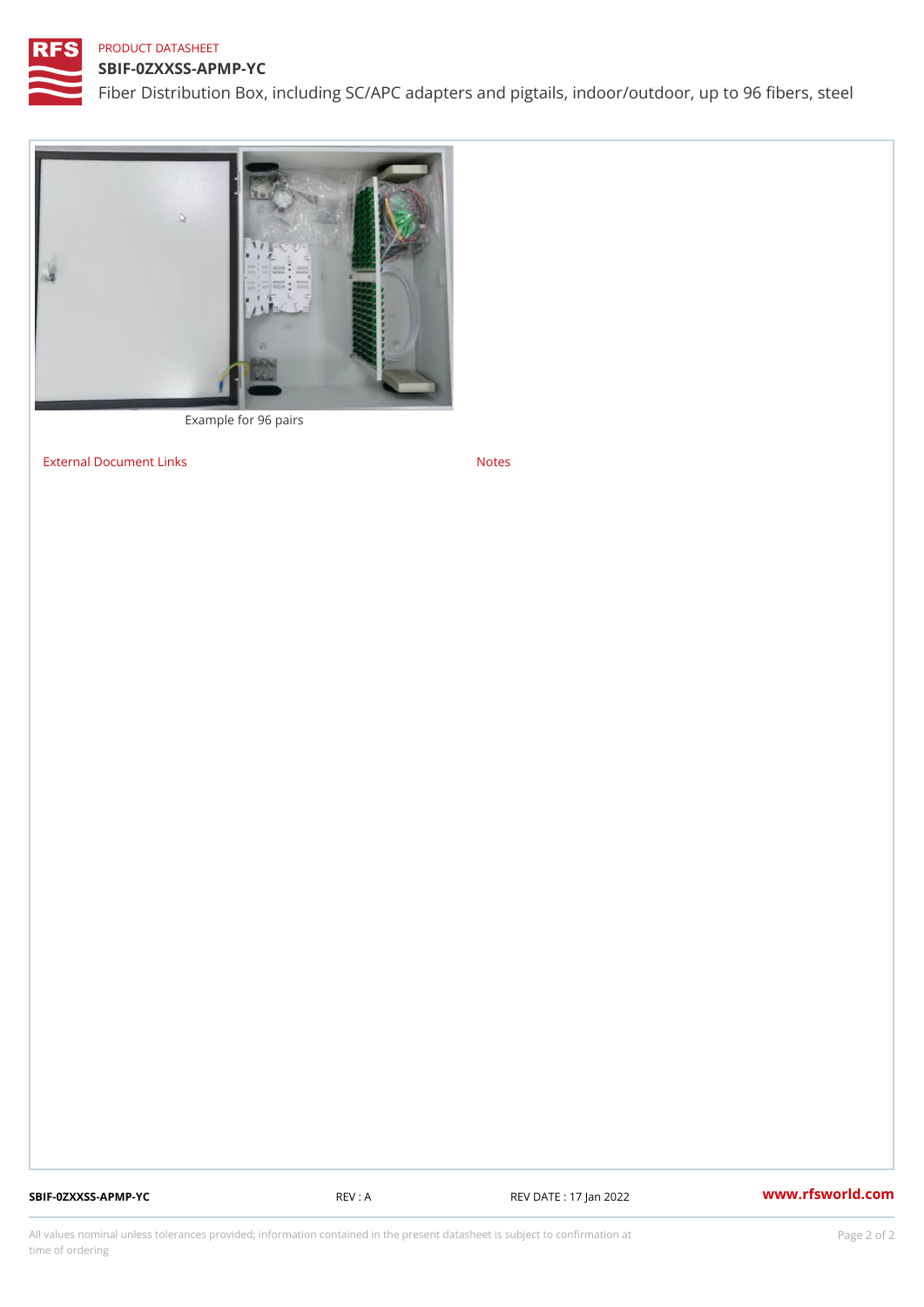PRODUCT DATASHEET

# SBIF-0ZXXSS-APMP-YC

Fiber Distribution Box, including SC/APC adapters and pigtails, indoor/outdoor, up to 96 fibers, steel

Example for 96 pairs

External Document Links

Notes

SBIF-0ZXXSS-APMP-YC REV : A REV DATE : 17 Jan 2022 www.rfsworld.com

All values nominal unless tolerances provided; information contained in the present datasheet is subject to confirmation at time of ordering